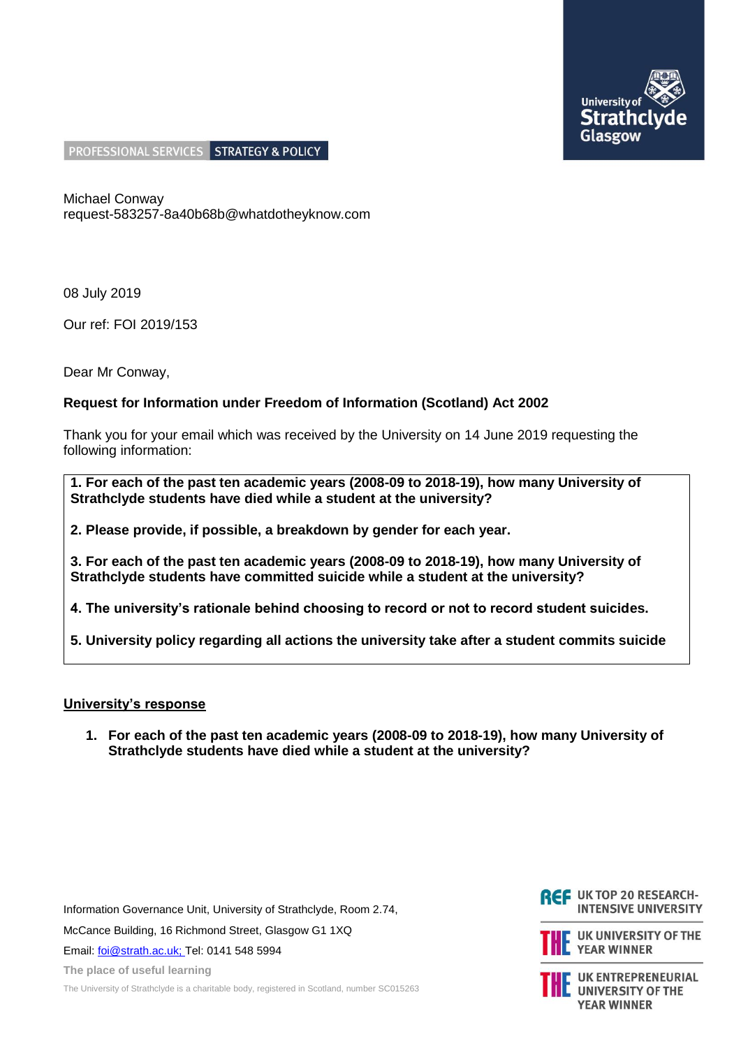PROFESSIONAL SERVICES STRATEGY & POLICY

Michael Conway
request-583257-8a40b68b@whatdotheyknow.com

08 July 2019

Our ref: FOI 2019/153

Dear Mr Conway,

**Request for Information under Freedom of Information (Scotland) Act 2002**

Thank you for your email which was received by the University on 14 June 2019 requesting the following information:

> **1. For each of the past ten academic years (2008-09 to 2018-19), how many University of Strathclyde students have died while a student at the university?**
>
> **2. Please provide, if possible, a breakdown by gender for each year.**
>
> **3. For each of the past ten academic years (2008-09 to 2018-19), how many University of Strathclyde students have committed suicide while a student at the university?**
>
> **4. The university's rationale behind choosing to record or not to record student suicides.**
>
> **5. University policy regarding all actions the university take after a student commits suicide**

**<u>University's response</u>**

1. **For each of the past ten academic years (2008-09 to 2018-19), how many University of Strathclyde students have died while a student at the university?**

Information Governance Unit, University of Strathclyde, Room 2.74,
McCance Building, 16 Richmond Street, Glasgow G1 1XQ
Email: foi@strath.ac.uk; Tel: 0141 548 5994

The place of useful learning

The University of Strathclyde is a charitable body, registered in Scotland, number SC015263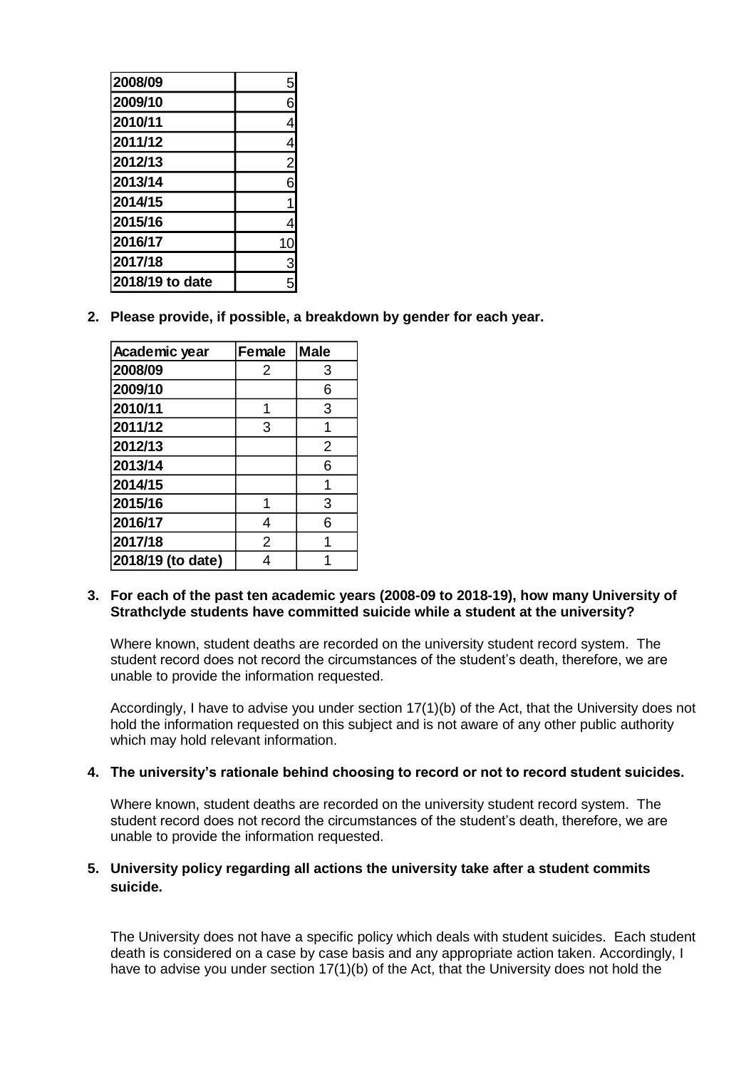| | |
|---|---|
| **2008/09** | 5 |
| **2009/10** | 6 |
| **2010/11** | 4 |
| **2011/12** | 4 |
| **2012/13** | 2 |
| **2013/14** | 6 |
| **2014/15** | 1 |
| **2015/16** | 4 |
| **2016/17** | 10 |
| **2017/18** | 3 |
| **2018/19 to date** | 5 |

2. **Please provide, if possible, a breakdown by gender for each year.**

| Academic year | Female | Male |
|---|---|---|
| **2008/09** | 2 | 3 |
| **2009/10** | | 6 |
| **2010/11** | 1 | 3 |
| **2011/12** | 3 | 1 |
| **2012/13** | | 2 |
| **2013/14** | | 6 |
| **2014/15** | | 1 |
| **2015/16** | 1 | 3 |
| **2016/17** | 4 | 6 |
| **2017/18** | 2 | 1 |
| **2018/19 (to date)** | 4 | 1 |

3. **For each of the past ten academic years (2008-09 to 2018-19), how many University of Strathclyde students have committed suicide while a student at the university?**

   Where known, student deaths are recorded on the university student record system. The student record does not record the circumstances of the student's death, therefore, we are unable to provide the information requested.

   Accordingly, I have to advise you under section 17(1)(b) of the Act, that the University does not hold the information requested on this subject and is not aware of any other public authority which may hold relevant information.

4. **The university's rationale behind choosing to record or not to record student suicides.**

   Where known, student deaths are recorded on the university student record system. The student record does not record the circumstances of the student's death, therefore, we are unable to provide the information requested.

5. **University policy regarding all actions the university take after a student commits suicide.**

   The University does not have a specific policy which deals with student suicides. Each student death is considered on a case by case basis and any appropriate action taken. Accordingly, I have to advise you under section 17(1)(b) of the Act, that the University does not hold the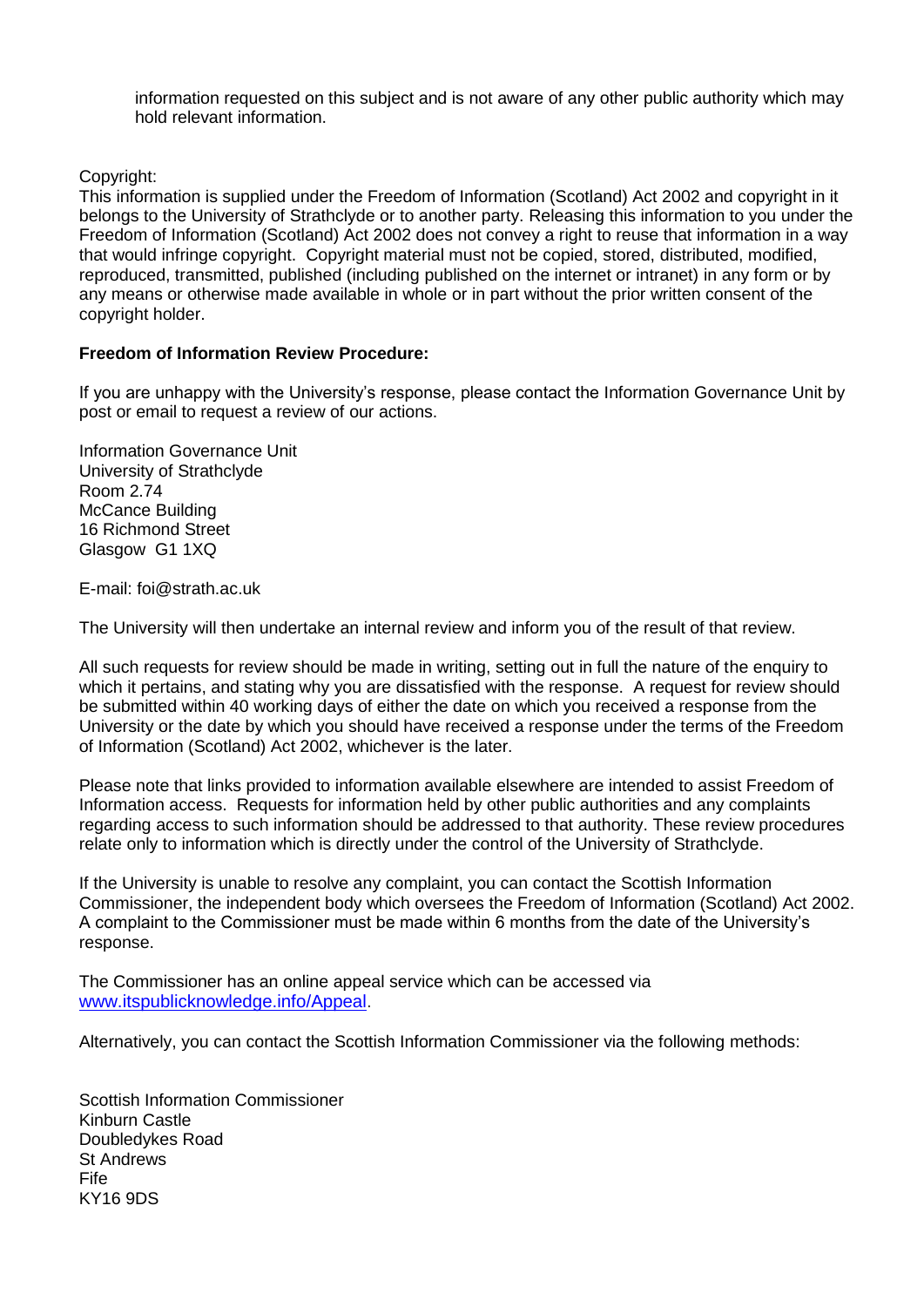information requested on this subject and is not aware of any other public authority which may hold relevant information.

Copyright:
This information is supplied under the Freedom of Information (Scotland) Act 2002 and copyright in it belongs to the University of Strathclyde or to another party. Releasing this information to you under the Freedom of Information (Scotland) Act 2002 does not convey a right to reuse that information in a way that would infringe copyright. Copyright material must not be copied, stored, distributed, modified, reproduced, transmitted, published (including published on the internet or intranet) in any form or by any means or otherwise made available in whole or in part without the prior written consent of the copyright holder.

**Freedom of Information Review Procedure:**

If you are unhappy with the University's response, please contact the Information Governance Unit by post or email to request a review of our actions.

Information Governance Unit
University of Strathclyde
Room 2.74
McCance Building
16 Richmond Street
Glasgow G1 1XQ

E-mail: foi@strath.ac.uk

The University will then undertake an internal review and inform you of the result of that review.

All such requests for review should be made in writing, setting out in full the nature of the enquiry to which it pertains, and stating why you are dissatisfied with the response. A request for review should be submitted within 40 working days of either the date on which you received a response from the University or the date by which you should have received a response under the terms of the Freedom of Information (Scotland) Act 2002, whichever is the later.

Please note that links provided to information available elsewhere are intended to assist Freedom of Information access. Requests for information held by other public authorities and any complaints regarding access to such information should be addressed to that authority. These review procedures relate only to information which is directly under the control of the University of Strathclyde.

If the University is unable to resolve any complaint, you can contact the Scottish Information Commissioner, the independent body which oversees the Freedom of Information (Scotland) Act 2002. A complaint to the Commissioner must be made within 6 months from the date of the University's response.

The Commissioner has an online appeal service which can be accessed via [www.itspublicknowledge.info/Appeal](www.itspublicknowledge.info/Appeal).

Alternatively, you can contact the Scottish Information Commissioner via the following methods:

Scottish Information Commissioner
Kinburn Castle
Doubledykes Road
St Andrews
Fife
KY16 9DS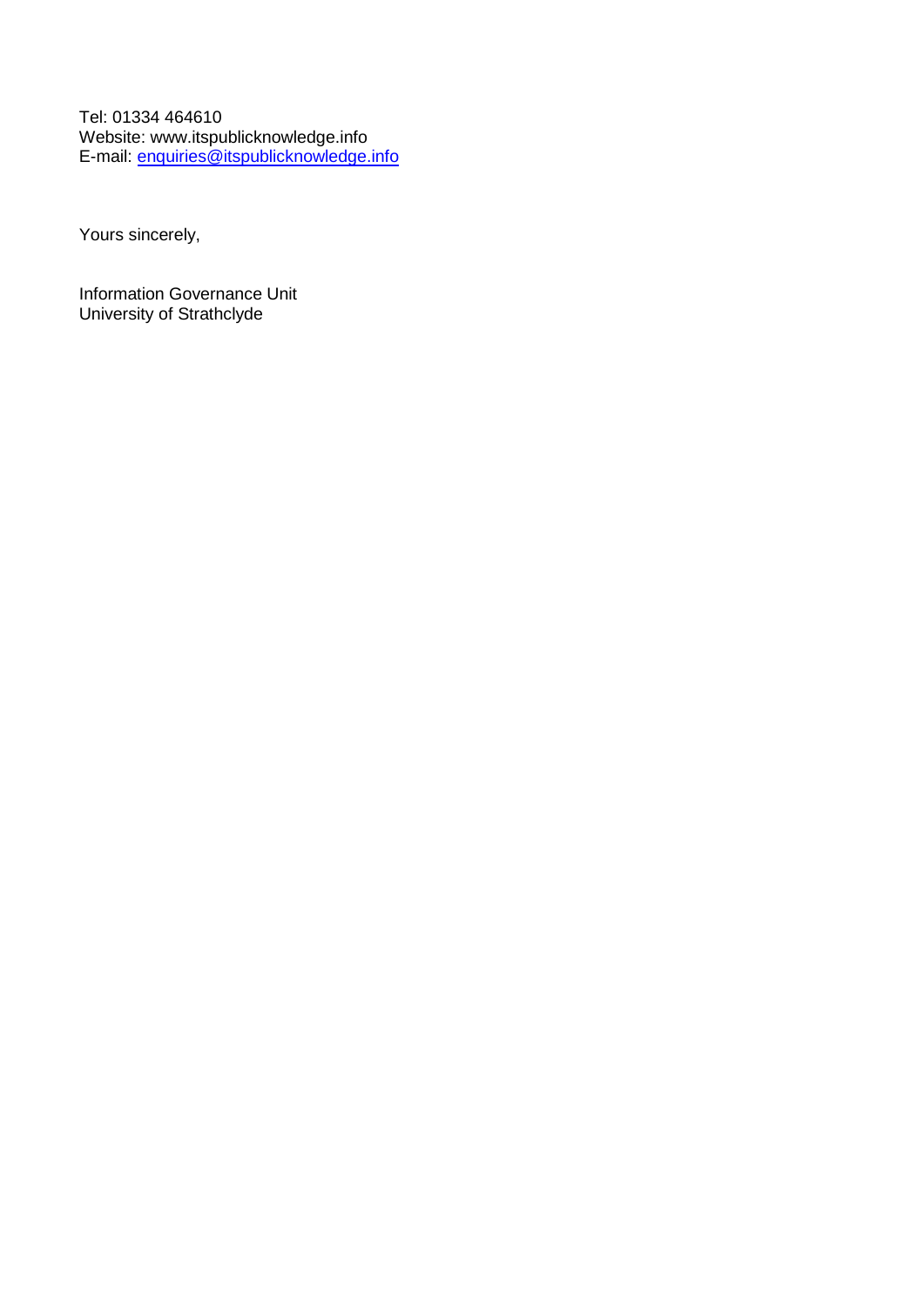Tel: 01334 464610  
Website: www.itspublicknowledge.info  
E-mail: enquiries@itspublicknowledge.info

Yours sincerely,

Information Governance Unit  
University of Strathclyde